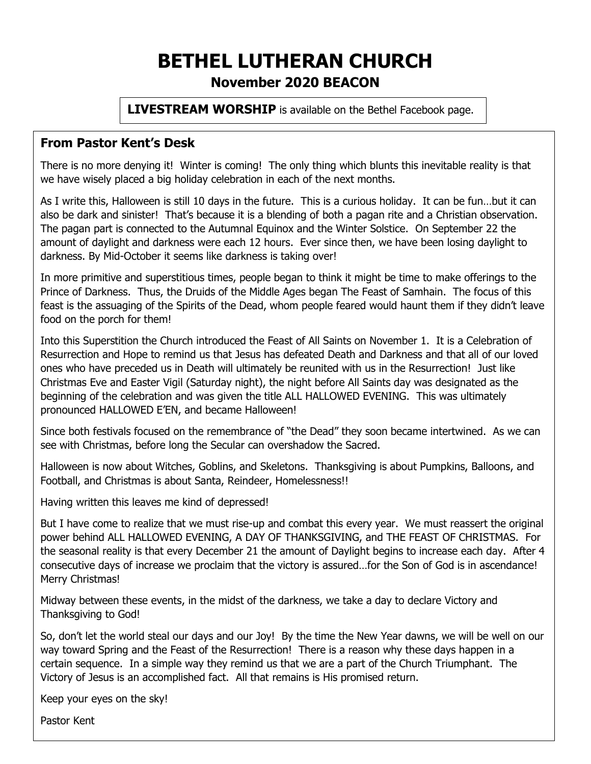# BETHEL LUTHERAN CHURCH

## November 2020 BEACON

**LIVESTREAM WORSHIP** is available on the Bethel Facebook page.

### From Pastor Kent's Desk

There is no more denying it! Winter is coming! The only thing which blunts this inevitable reality is that we have wisely placed a big holiday celebration in each of the next months.

As I write this, Halloween is still 10 days in the future. This is a curious holiday. It can be fun…but it can also be dark and sinister! That's because it is a blending of both a pagan rite and a Christian observation. The pagan part is connected to the Autumnal Equinox and the Winter Solstice. On September 22 the amount of daylight and darkness were each 12 hours. Ever since then, we have been losing daylight to darkness. By Mid-October it seems like darkness is taking over!

In more primitive and superstitious times, people began to think it might be time to make offerings to the Prince of Darkness. Thus, the Druids of the Middle Ages began The Feast of Samhain. The focus of this feast is the assuaging of the Spirits of the Dead, whom people feared would haunt them if they didn't leave food on the porch for them!

Into this Superstition the Church introduced the Feast of All Saints on November 1. It is a Celebration of Resurrection and Hope to remind us that Jesus has defeated Death and Darkness and that all of our loved ones who have preceded us in Death will ultimately be reunited with us in the Resurrection! Just like Christmas Eve and Easter Vigil (Saturday night), the night before All Saints day was designated as the beginning of the celebration and was given the title ALL HALLOWED EVENING. This was ultimately pronounced HALLOWED E'EN, and became Halloween!

Since both festivals focused on the remembrance of "the Dead" they soon became intertwined. As we can see with Christmas, before long the Secular can overshadow the Sacred.

Halloween is now about Witches, Goblins, and Skeletons. Thanksgiving is about Pumpkins, Balloons, and Football, and Christmas is about Santa, Reindeer, Homelessness!!

Having written this leaves me kind of depressed!

But I have come to realize that we must rise-up and combat this every year. We must reassert the original power behind ALL HALLOWED EVENING, A DAY OF THANKSGIVING, and THE FEAST OF CHRISTMAS. For the seasonal reality is that every December 21 the amount of Daylight begins to increase each day. After 4 consecutive days of increase we proclaim that the victory is assured…for the Son of God is in ascendance! Merry Christmas!

Midway between these events, in the midst of the darkness, we take a day to declare Victory and Thanksgiving to God!

So, don't let the world steal our days and our Joy! By the time the New Year dawns, we will be well on our way toward Spring and the Feast of the Resurrection! There is a reason why these days happen in a certain sequence. In a simple way they remind us that we are a part of the Church Triumphant. The Victory of Jesus is an accomplished fact. All that remains is His promised return.

Keep your eyes on the sky!

Pastor Kent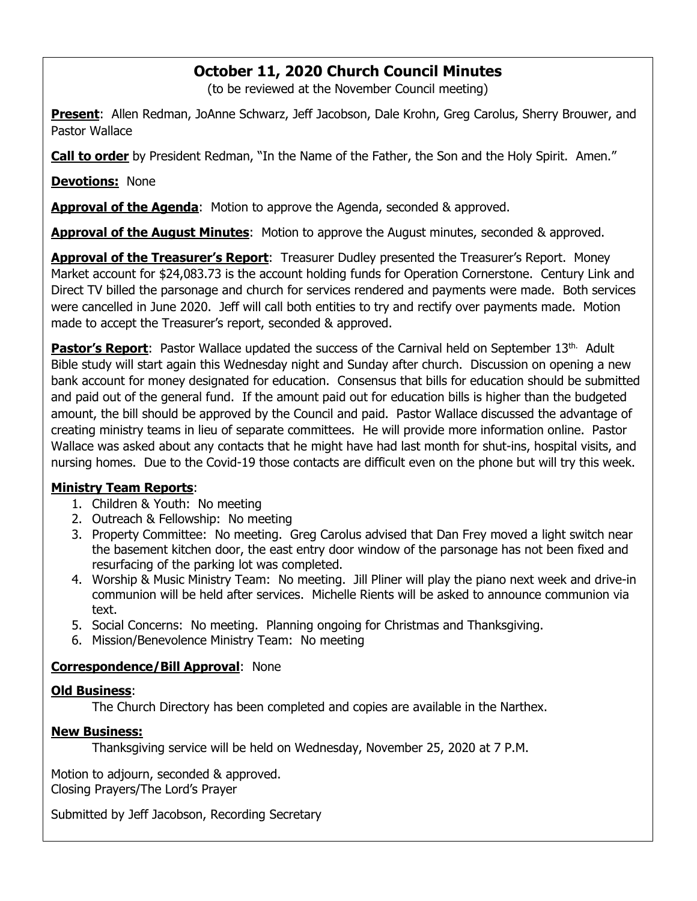# October 11, 2020 Church Council Minutes

(to be reviewed at the November Council meeting)

**Present**: Allen Redman, JoAnne Schwarz, Jeff Jacobson, Dale Krohn, Greg Carolus, Sherry Brouwer, and Pastor Wallace

**Call to order** by President Redman, "In the Name of the Father, the Son and the Holy Spirit. Amen."

**Devotions:** None

**Approval of the Agenda**: Motion to approve the Agenda, seconded & approved.

**Approval of the August Minutes**: Motion to approve the August minutes, seconded & approved.

**Approval of the Treasurer's Report**: Treasurer Dudley presented the Treasurer's Report. Money Market account for $24,083.73 is the account holding funds for Operation Cornerstone. Century Link and Direct TV billed the parsonage and church for services rendered and payments were made. Both services were cancelled in June 2020. Jeff will call both entities to try and rectify over payments made. Motion made to accept the Treasurer's report, seconded & approved.

**Pastor's Report**: Pastor Wallace updated the success of the Carnival held on September 13th. Adult Bible study will start again this Wednesday night and Sunday after church. Discussion on opening a new bank account for money designated for education. Consensus that bills for education should be submitted and paid out of the general fund. If the amount paid out for education bills is higher than the budgeted amount, the bill should be approved by the Council and paid. Pastor Wallace discussed the advantage of creating ministry teams in lieu of separate committees. He will provide more information online. Pastor Wallace was asked about any contacts that he might have had last month for shut-ins, hospital visits, and nursing homes. Due to the Covid-19 those contacts are difficult even on the phone but will try this week.

**Ministry Team Reports**:

1. Children & Youth: No meeting
2. Outreach & Fellowship: No meeting
3. Property Committee: No meeting. Greg Carolus advised that Dan Frey moved a light switch near the basement kitchen door, the east entry door window of the parsonage has not been fixed and resurfacing of the parking lot was completed.
4. Worship & Music Ministry Team: No meeting. Jill Pliner will play the piano next week and drive-in communion will be held after services. Michelle Rients will be asked to announce communion via text.
5. Social Concerns: No meeting. Planning ongoing for Christmas and Thanksgiving.
6. Mission/Benevolence Ministry Team: No meeting

**Correspondence/Bill Approval**: None

**Old Business**:

The Church Directory has been completed and copies are available in the Narthex.

**New Business:**

Thanksgiving service will be held on Wednesday, November 25, 2020 at 7 P.M.

Motion to adjourn, seconded & approved.
Closing Prayers/The Lord's Prayer

Submitted by Jeff Jacobson, Recording Secretary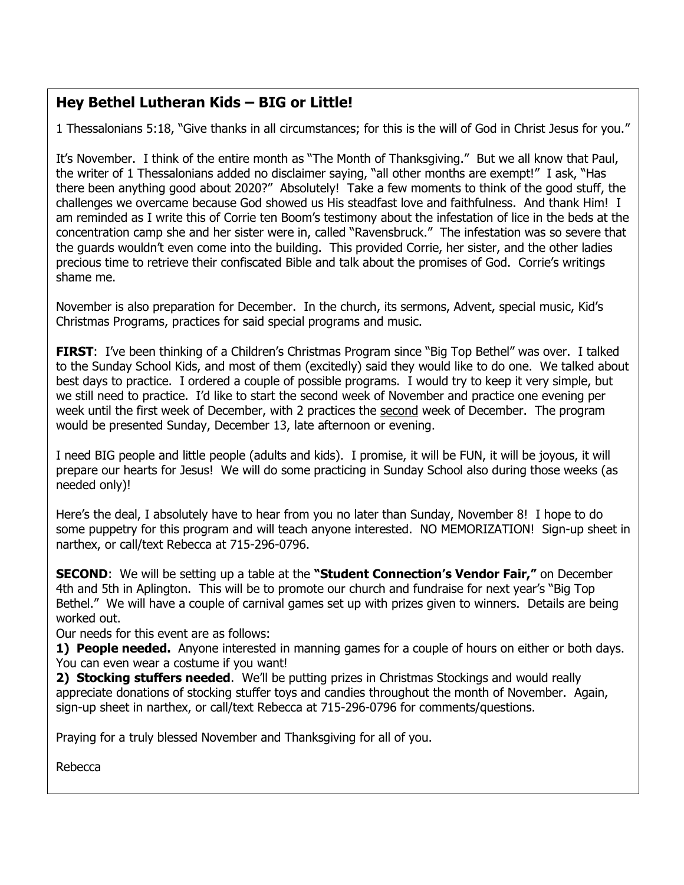## Hey Bethel Lutheran Kids – BIG or Little!

1 Thessalonians 5:18, "Give thanks in all circumstances; for this is the will of God in Christ Jesus for you."

It's November. I think of the entire month as "The Month of Thanksgiving." But we all know that Paul, the writer of 1 Thessalonians added no disclaimer saying, "all other months are exempt!" I ask, "Has there been anything good about 2020?" Absolutely! Take a few moments to think of the good stuff, the challenges we overcame because God showed us His steadfast love and faithfulness. And thank Him! I am reminded as I write this of Corrie ten Boom's testimony about the infestation of lice in the beds at the concentration camp she and her sister were in, called "Ravensbruck." The infestation was so severe that the guards wouldn't even come into the building. This provided Corrie, her sister, and the other ladies precious time to retrieve their confiscated Bible and talk about the promises of God. Corrie's writings shame me.

November is also preparation for December. In the church, its sermons, Advent, special music, Kid's Christmas Programs, practices for said special programs and music.

**FIRST**: I've been thinking of a Children's Christmas Program since "Big Top Bethel" was over. I talked to the Sunday School Kids, and most of them (excitedly) said they would like to do one. We talked about best days to practice. I ordered a couple of possible programs. I would try to keep it very simple, but we still need to practice. I'd like to start the second week of November and practice one evening per week until the first week of December, with 2 practices the <u>second</u> week of December. The program would be presented Sunday, December 13, late afternoon or evening.

I need BIG people and little people (adults and kids). I promise, it will be FUN, it will be joyous, it will prepare our hearts for Jesus! We will do some practicing in Sunday School also during those weeks (as needed only)!

Here's the deal, I absolutely have to hear from you no later than Sunday, November 8! I hope to do some puppetry for this program and will teach anyone interested. NO MEMORIZATION! Sign-up sheet in narthex, or call/text Rebecca at 715-296-0796.

**SECOND**: We will be setting up a table at the **"Student Connection's Vendor Fair,"** on December 4th and 5th in Aplington. This will be to promote our church and fundraise for next year's "Big Top Bethel." We will have a couple of carnival games set up with prizes given to winners. Details are being worked out.

Our needs for this event are as follows:

**1) People needed.** Anyone interested in manning games for a couple of hours on either or both days. You can even wear a costume if you want!

**2) Stocking stuffers needed**. We'll be putting prizes in Christmas Stockings and would really appreciate donations of stocking stuffer toys and candies throughout the month of November. Again, sign-up sheet in narthex, or call/text Rebecca at 715-296-0796 for comments/questions.

Praying for a truly blessed November and Thanksgiving for all of you.

Rebecca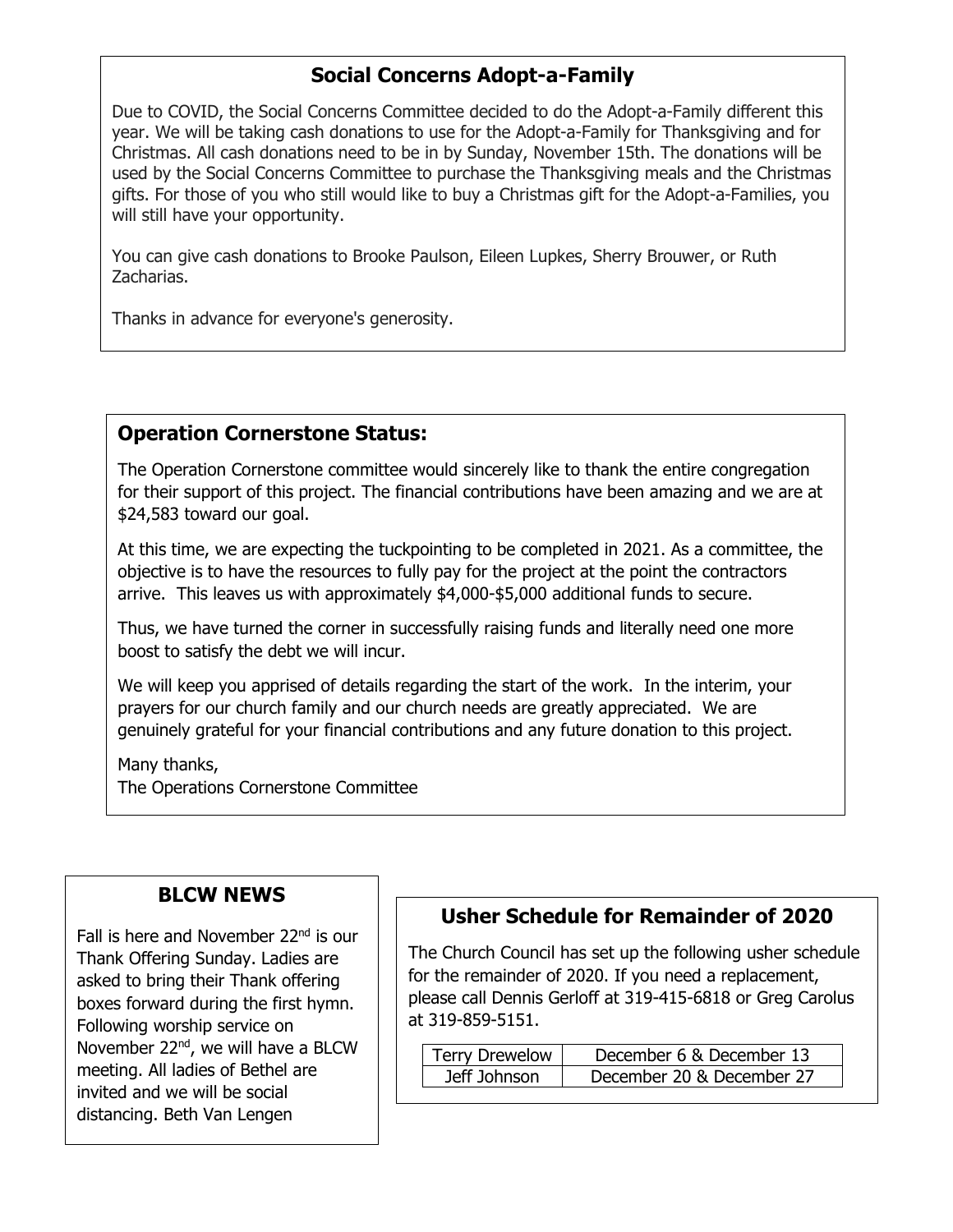## Social Concerns Adopt-a-Family

Due to COVID, the Social Concerns Committee decided to do the Adopt-a-Family different this year. We will be taking cash donations to use for the Adopt-a-Family for Thanksgiving and for Christmas. All cash donations need to be in by Sunday, November 15th. The donations will be used by the Social Concerns Committee to purchase the Thanksgiving meals and the Christmas gifts. For those of you who still would like to buy a Christmas gift for the Adopt-a-Families, you will still have your opportunity.

You can give cash donations to Brooke Paulson, Eileen Lupkes, Sherry Brouwer, or Ruth Zacharias.

Thanks in advance for everyone's generosity.

## Operation Cornerstone Status:

The Operation Cornerstone committee would sincerely like to thank the entire congregation for their support of this project. The financial contributions have been amazing and we are at $24,583 toward our goal.

At this time, we are expecting the tuckpointing to be completed in 2021. As a committee, the objective is to have the resources to fully pay for the project at the point the contractors arrive. This leaves us with approximately $4,000-$5,000 additional funds to secure.

Thus, we have turned the corner in successfully raising funds and literally need one more boost to satisfy the debt we will incur.

We will keep you apprised of details regarding the start of the work. In the interim, your prayers for our church family and our church needs are greatly appreciated. We are genuinely grateful for your financial contributions and any future donation to this project.

Many thanks,
The Operations Cornerstone Committee

## BLCW NEWS

Fall is here and November 22nd is our Thank Offering Sunday. Ladies are asked to bring their Thank offering boxes forward during the first hymn. Following worship service on November 22nd, we will have a BLCW meeting. All ladies of Bethel are invited and we will be social distancing. Beth Van Lengen

## Usher Schedule for Remainder of 2020

The Church Council has set up the following usher schedule for the remainder of 2020. If you need a replacement, please call Dennis Gerloff at 319-415-6818 or Greg Carolus at 319-859-5151.

| Usher | Dates |
|---|---|
| Terry Drewelow | December 6 & December 13 |
| Jeff Johnson | December 20 & December 27 |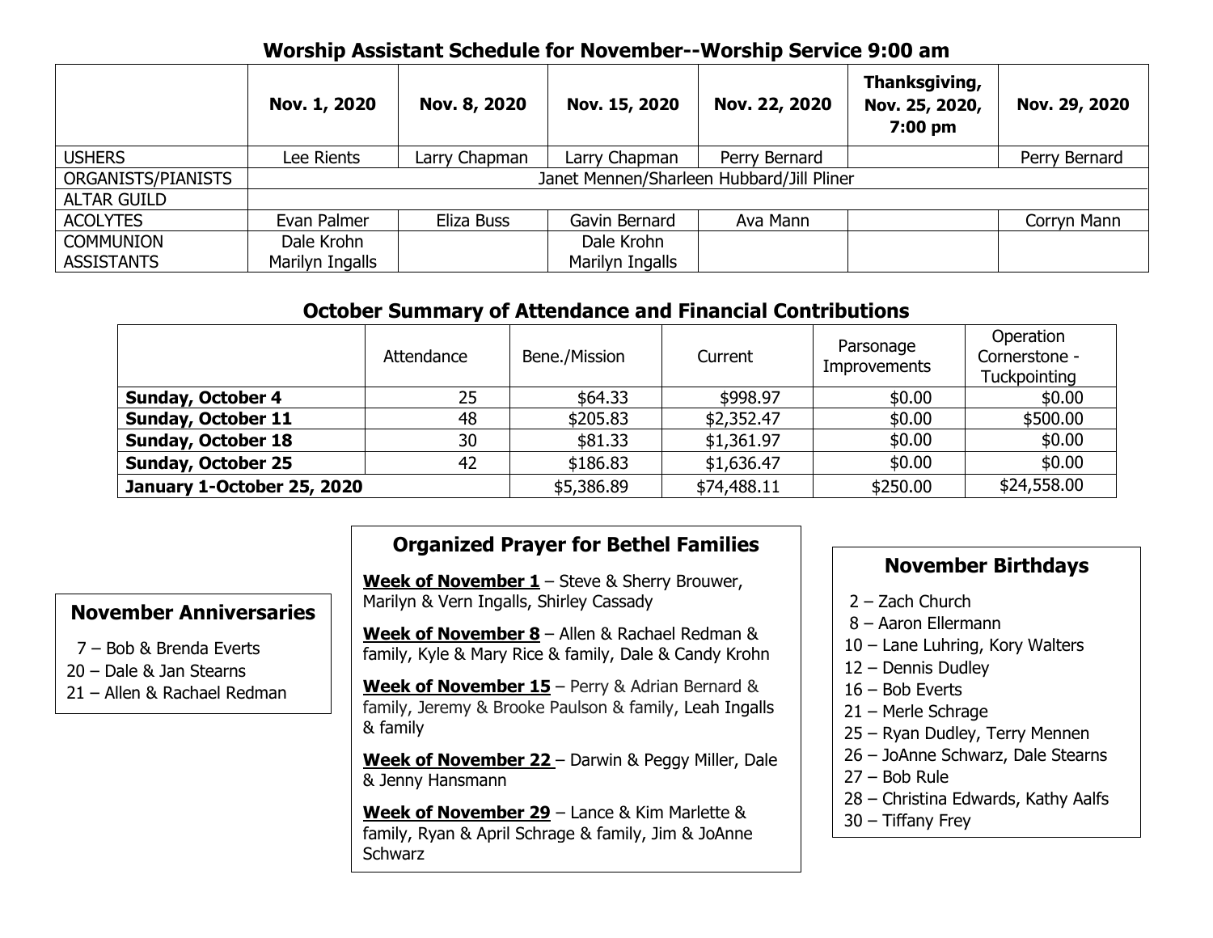## Worship Assistant Schedule for November--Worship Service 9:00 am

| | Nov. 1, 2020 | Nov. 8, 2020 | Nov. 15, 2020 | Nov. 22, 2020 | Thanksgiving, Nov. 25, 2020, 7:00 pm | Nov. 29, 2020 |
|---|---|---|---|---|---|---|
| USHERS | Lee Rients | Larry Chapman | Larry Chapman | Perry Bernard | | Perry Bernard |
| ORGANISTS/PIANISTS | Janet Mennen/Sharleen Hubbard/Jill Pliner | | | | | |
| ALTAR GUILD | | | | | | |
| ACOLYTES | Evan Palmer | Eliza Buss | Gavin Bernard | Ava Mann | | Corryn Mann |
| COMMUNION ASSISTANTS | Dale Krohn Marilyn Ingalls | | Dale Krohn Marilyn Ingalls | | | |

## October Summary of Attendance and Financial Contributions

| | Attendance | Bene./Mission | Current | Parsonage Improvements | Operation Cornerstone - Tuckpointing |
|---|---|---|---|---|---|
| **Sunday, October 4** | 25 | $64.33 | $998.97 | $0.00 | $0.00 |
| **Sunday, October 11** | 48 | $205.83 | $2,352.47 | $0.00 | $500.00 |
| **Sunday, October 18** | 30 | $81.33 | $1,361.97 | $0.00 | $0.00 |
| **Sunday, October 25** | 42 | $186.83 | $1,636.47 | $0.00 | $0.00 |
| **January 1-October 25, 2020** | | $5,386.89 | $74,488.11 | $250.00 | $24,558.00 |

### November Anniversaries

7 – Bob & Brenda Everts
20 – Dale & Jan Stearns
21 – Allen & Rachael Redman

### Organized Prayer for Bethel Families

**Week of November 1** – Steve & Sherry Brouwer, Marilyn & Vern Ingalls, Shirley Cassady

**Week of November 8** – Allen & Rachael Redman & family, Kyle & Mary Rice & family, Dale & Candy Krohn

**Week of November 15** – Perry & Adrian Bernard & family, Jeremy & Brooke Paulson & family, Leah Ingalls & family

**Week of November 22** – Darwin & Peggy Miller, Dale & Jenny Hansmann

**Week of November 29** – Lance & Kim Marlette & family, Ryan & April Schrage & family, Jim & JoAnne Schwarz

### November Birthdays

2 – Zach Church
8 – Aaron Ellermann
10 – Lane Luhring, Kory Walters
12 – Dennis Dudley
16 – Bob Everts
21 – Merle Schrage
25 – Ryan Dudley, Terry Mennen
26 – JoAnne Schwarz, Dale Stearns
27 – Bob Rule
28 – Christina Edwards, Kathy Aalfs
30 – Tiffany Frey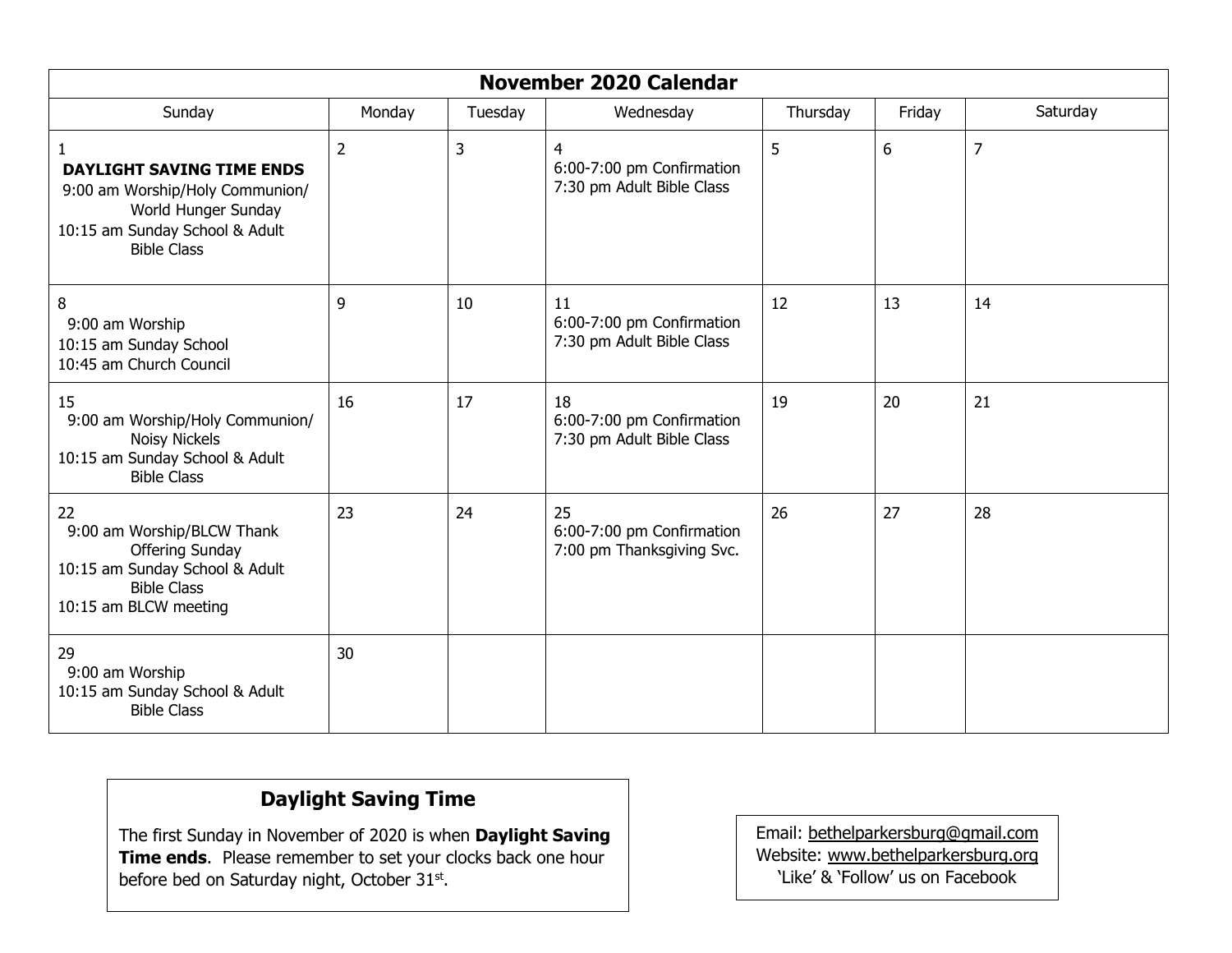| November 2020 Calendar | | | | | | |
|---|---|---|---|---|---|---|
| Sunday | Monday | Tuesday | Wednesday | Thursday | Friday | Saturday |
| 1<br>**DAYLIGHT SAVING TIME ENDS**<br>9:00 am Worship/Holy Communion/ World Hunger Sunday<br>10:15 am Sunday School & Adult Bible Class | 2 | 3 | 4<br>6:00-7:00 pm Confirmation<br>7:30 pm Adult Bible Class | 5 | 6 | 7 |
| 8<br>9:00 am Worship<br>10:15 am Sunday School<br>10:45 am Church Council | 9 | 10 | 11<br>6:00-7:00 pm Confirmation<br>7:30 pm Adult Bible Class | 12 | 13 | 14 |
| 15<br>9:00 am Worship/Holy Communion/ Noisy Nickels<br>10:15 am Sunday School & Adult Bible Class | 16 | 17 | 18<br>6:00-7:00 pm Confirmation<br>7:30 pm Adult Bible Class | 19 | 20 | 21 |
| 22<br>9:00 am Worship/BLCW Thank Offering Sunday<br>10:15 am Sunday School & Adult Bible Class<br>10:15 am BLCW meeting | 23 | 24 | 25<br>6:00-7:00 pm Confirmation<br>7:00 pm Thanksgiving Svc. | 26 | 27 | 28 |
| 29<br>9:00 am Worship<br>10:15 am Sunday School & Adult Bible Class | 30 | | | | | |

## Daylight Saving Time

The first Sunday in November of 2020 is when **Daylight Saving Time ends**. Please remember to set your clocks back one hour before bed on Saturday night, October 31st.

Email: bethelparkersburg@gmail.com
Website: www.bethelparkersburg.org
'Like' & 'Follow' us on Facebook